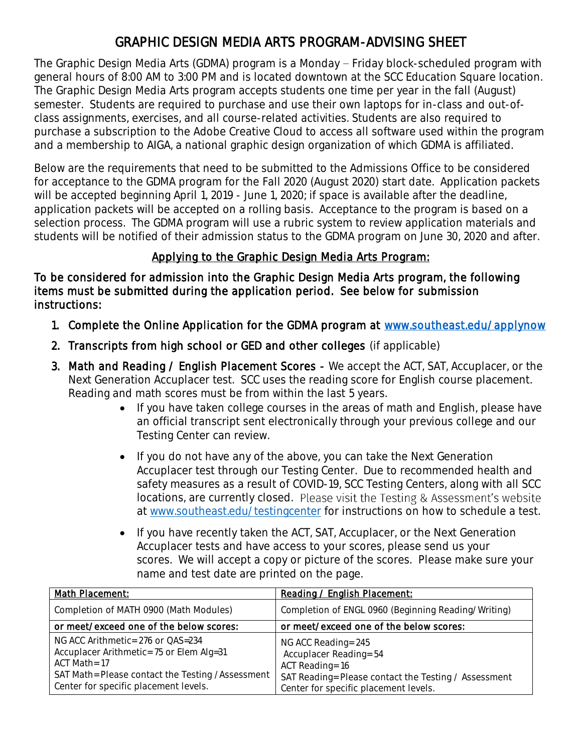# GRAPHIC DESIGN MEDIA ARTS PROGRAM-ADVISING SHEET

The Graphic Design Media Arts (GDMA) program is a Monday – Friday block-scheduled program with general hours of 8:00 AM to 3:00 PM and is located downtown at the SCC Education Square location. The Graphic Design Media Arts program accepts students one time per year in the fall (August) semester. Students are required to purchase and use their own laptops for in-class and out-of-class assignments, exercises, and all course-related activities. Students are also required to purchase a subscription to the Adobe Creative Cloud to access all software used within the program and a membership to AIGA, a national graphic design organization of which GDMA is affiliated.

Below are the requirements that need to be submitted to the Admissions Office to be considered for acceptance to the GDMA program for the Fall 2020 (August 2020) start date. Application packets will be accepted beginning April 1, 2019 - June 1, 2020; if space is available after the deadline, application packets will be accepted on a rolling basis. Acceptance to the program is based on a selection process. The GDMA program will use a rubric system to review application materials and students will be notified of their admission status to the GDMA program on June 30, 2020 and after.

## Applying to the Graphic Design Media Arts Program:

**To be considered for admission into the Graphic Design Media Arts program, the following items must be submitted during the application period. See below for submission instructions:**

1. **Complete the Online Application for the GDMA program at** www.southeast.edu/applynow
2. **Transcripts from high school or GED and other colleges** (if applicable)
3. **Math and Reading / English Placement Scores** - We accept the ACT, SAT, Accuplacer, or the Next Generation Accuplacer test. SCC uses the reading score for English course placement. Reading and math scores must be from within the last 5 years.
   - If you have taken college courses in the areas of math and English, please have an official transcript sent electronically through your previous college and our Testing Center can review.
   - If you do not have any of the above, you can take the Next Generation Accuplacer test through our Testing Center. Due to recommended health and safety measures as a result of COVID-19, SCC Testing Centers, along with all SCC locations, are currently closed. Please visit the Testing & Assessment's website at www.southeast.edu/testingcenter for instructions on how to schedule a test.
   - If you have recently taken the ACT, SAT, Accuplacer, or the Next Generation Accuplacer tests and have access to your scores, please send us your scores. We will accept a copy or picture of the scores. Please make sure your name and test date are printed on the page.

| Math Placement: | Reading / English Placement: |
|---|---|
| Completion of MATH 0900 (Math Modules) | Completion of ENGL 0960 (Beginning Reading/Writing) |
| or meet/exceed one of the below scores: | or meet/exceed one of the below scores: |
| NG ACC Arithmetic=276 or QAS=234<br>Accuplacer Arithmetic=75 or Elem Alg=31<br>ACT Math=17<br>SAT Math=Please contact the Testing /Assessment Center for specific placement levels. | NG ACC Reading=245<br>Accuplacer Reading=54<br>ACT Reading=16<br>SAT Reading=Please contact the Testing / Assessment Center for specific placement levels. |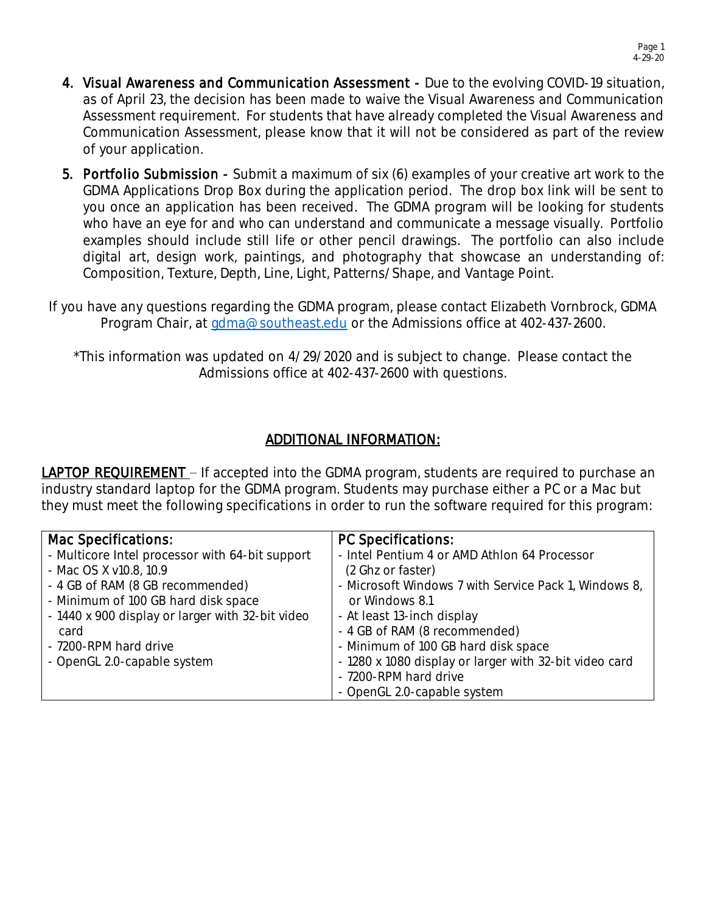4. **Visual Awareness and Communication Assessment -** Due to the evolving COVID-19 situation, as of April 23, the decision has been made to waive the Visual Awareness and Communication Assessment requirement. For students that have already completed the Visual Awareness and Communication Assessment, please know that it will not be considered as part of the review of your application.

5. **Portfolio Submission -** Submit a maximum of six (6) examples of your creative art work to the GDMA Applications Drop Box during the application period. The drop box link will be sent to you once an application has been received. The GDMA program will be looking for students who have an eye for and who can understand and communicate a message visually. Portfolio examples should include still life or other pencil drawings. The portfolio can also include digital art, design work, paintings, and photography that showcase an understanding of: Composition, Texture, Depth, Line, Light, Patterns/Shape, and Vantage Point.

If you have any questions regarding the GDMA program, please contact Elizabeth Vornbrock, GDMA Program Chair, at gdma@southeast.edu or the Admissions office at 402-437-2600.

*This information was updated on 4/29/2020 and is subject to change. Please contact the Admissions office at 402-437-2600 with questions.

## ADDITIONAL INFORMATION:

LAPTOP REQUIREMENT – If accepted into the GDMA program, students are required to purchase an industry standard laptop for the GDMA program. Students may purchase either a PC or a Mac but they must meet the following specifications in order to run the software required for this program:

| Mac Specifications: | PC Specifications: |
|---|---|
| - Multicore Intel processor with 64-bit support<br>- Mac OS X v10.8, 10.9<br>- 4 GB of RAM (8 GB recommended)<br>- Minimum of 100 GB hard disk space<br>- 1440 x 900 display or larger with 32-bit video card<br>- 7200-RPM hard drive<br>- OpenGL 2.0-capable system | - Intel Pentium 4 or AMD Athlon 64 Processor (2 Ghz or faster)<br>- Microsoft Windows 7 with Service Pack 1, Windows 8, or Windows 8.1<br>- At least 13-inch display<br>- 4 GB of RAM (8 recommended)<br>- Minimum of 100 GB hard disk space<br>- 1280 x 1080 display or larger with 32-bit video card<br>- 7200-RPM hard drive<br>- OpenGL 2.0-capable system |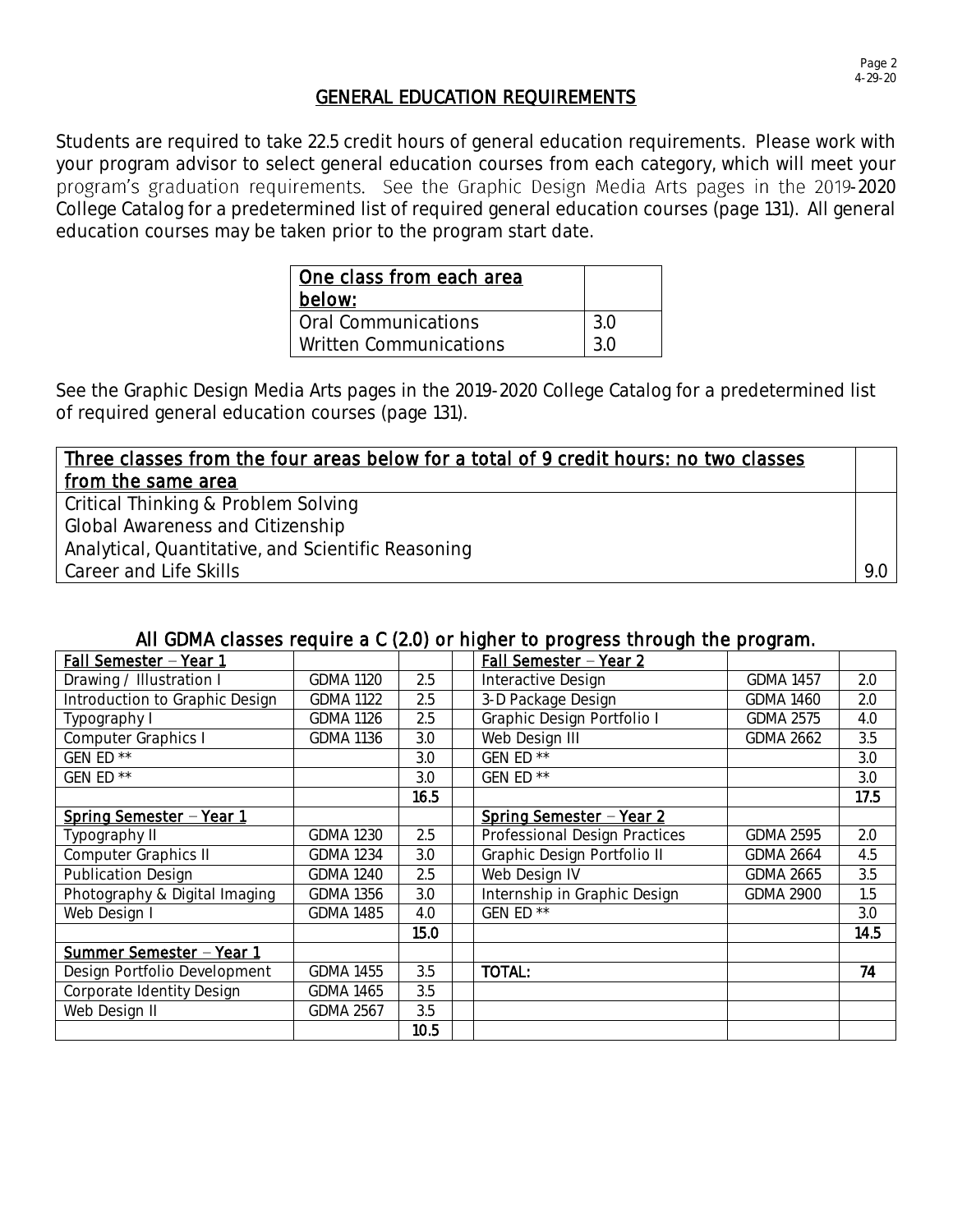## GENERAL EDUCATION REQUIREMENTS

Students are required to take 22.5 credit hours of general education requirements. Please work with your program advisor to select general education courses from each category, which will meet your program's graduation requirements. See the Graphic Design Media Arts pages in the 2019-2020 College Catalog for a predetermined list of required general education courses (page 131). All general education courses may be taken prior to the program start date.

| One class from each area below: | |
|---|---|
| Oral Communications | 3.0 |
| Written Communications | 3.0 |

See the Graphic Design Media Arts pages in the 2019-2020 College Catalog for a predetermined list of required general education courses (page 131).

| Three classes from the four areas below for a total of 9 credit hours: no two classes from the same area | |
|---|---|
| Critical Thinking & Problem Solving | |
| Global Awareness and Citizenship | |
| Analytical, Quantitative, and Scientific Reasoning | |
| Career and Life Skills | 9.0 |

### All GDMA classes require a C (2.0) or higher to progress through the program.

| Fall Semester – Year 1 | | | | Fall Semester – Year 2 | | |
|---|---|---|---|---|---|---|
| Drawing / Illustration I | GDMA 1120 | 2.5 | | Interactive Design | GDMA 1457 | 2.0 |
| Introduction to Graphic Design | GDMA 1122 | 2.5 | | 3-D Package Design | GDMA 1460 | 2.0 |
| Typography I | GDMA 1126 | 2.5 | | Graphic Design Portfolio I | GDMA 2575 | 4.0 |
| Computer Graphics I | GDMA 1136 | 3.0 | | Web Design III | GDMA 2662 | 3.5 |
| GEN ED ** | | 3.0 | | GEN ED ** | | 3.0 |
| GEN ED ** | | 3.0 | | GEN ED ** | | 3.0 |
| | | 16.5 | | | | 17.5 |
| Spring Semester – Year 1 | | | | Spring Semester – Year 2 | | |
| Typography II | GDMA 1230 | 2.5 | | Professional Design Practices | GDMA 2595 | 2.0 |
| Computer Graphics II | GDMA 1234 | 3.0 | | Graphic Design Portfolio II | GDMA 2664 | 4.5 |
| Publication Design | GDMA 1240 | 2.5 | | Web Design IV | GDMA 2665 | 3.5 |
| Photography & Digital Imaging | GDMA 1356 | 3.0 | | Internship in Graphic Design | GDMA 2900 | 1.5 |
| Web Design I | GDMA 1485 | 4.0 | | GEN ED ** | | 3.0 |
| | | 15.0 | | | | 14.5 |
| Summer Semester – Year 1 | | | | | | |
| Design Portfolio Development | GDMA 1455 | 3.5 | | TOTAL: | | 74 |
| Corporate Identity Design | GDMA 1465 | 3.5 | | | | |
| Web Design II | GDMA 2567 | 3.5 | | | | |
| | | 10.5 | | | | |